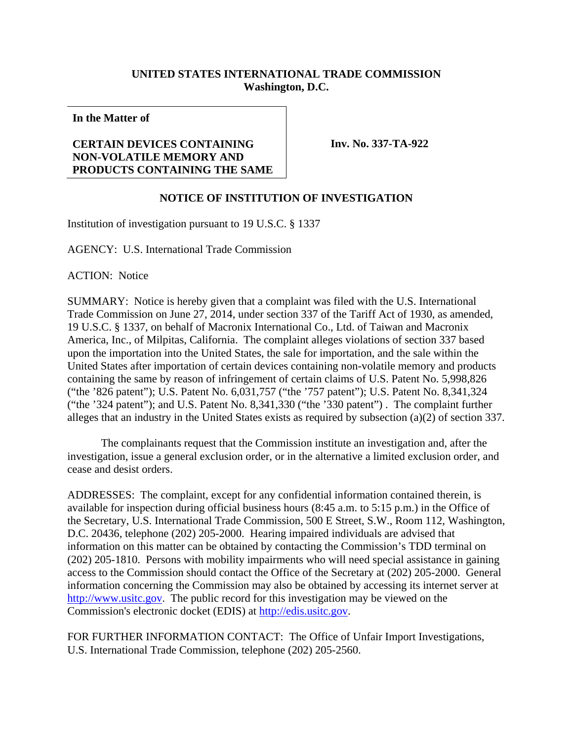**UNITED STATES INTERNATIONAL TRADE COMMISSION**
**Washington, D.C.**

**In the Matter of**

**CERTAIN DEVICES CONTAINING NON-VOLATILE MEMORY AND PRODUCTS CONTAINING THE SAME**

**Inv. No. 337-TA-922**

## NOTICE OF INSTITUTION OF INVESTIGATION

Institution of investigation pursuant to 19 U.S.C. § 1337

AGENCY: U.S. International Trade Commission

ACTION: Notice

SUMMARY: Notice is hereby given that a complaint was filed with the U.S. International Trade Commission on June 27, 2014, under section 337 of the Tariff Act of 1930, as amended, 19 U.S.C. § 1337, on behalf of Macronix International Co., Ltd. of Taiwan and Macronix America, Inc., of Milpitas, California. The complaint alleges violations of section 337 based upon the importation into the United States, the sale for importation, and the sale within the United States after importation of certain devices containing non-volatile memory and products containing the same by reason of infringement of certain claims of U.S. Patent No. 5,998,826 ("the '826 patent"); U.S. Patent No. 6,031,757 ("the '757 patent"); U.S. Patent No. 8,341,324 ("the '324 patent"); and U.S. Patent No. 8,341,330 ("the '330 patent") . The complaint further alleges that an industry in the United States exists as required by subsection (a)(2) of section 337.

The complainants request that the Commission institute an investigation and, after the investigation, issue a general exclusion order, or in the alternative a limited exclusion order, and cease and desist orders.

ADDRESSES: The complaint, except for any confidential information contained therein, is available for inspection during official business hours (8:45 a.m. to 5:15 p.m.) in the Office of the Secretary, U.S. International Trade Commission, 500 E Street, S.W., Room 112, Washington, D.C. 20436, telephone (202) 205-2000. Hearing impaired individuals are advised that information on this matter can be obtained by contacting the Commission's TDD terminal on (202) 205-1810. Persons with mobility impairments who will need special assistance in gaining access to the Commission should contact the Office of the Secretary at (202) 205-2000. General information concerning the Commission may also be obtained by accessing its internet server at http://www.usitc.gov. The public record for this investigation may be viewed on the Commission's electronic docket (EDIS) at http://edis.usitc.gov.

FOR FURTHER INFORMATION CONTACT: The Office of Unfair Import Investigations, U.S. International Trade Commission, telephone (202) 205-2560.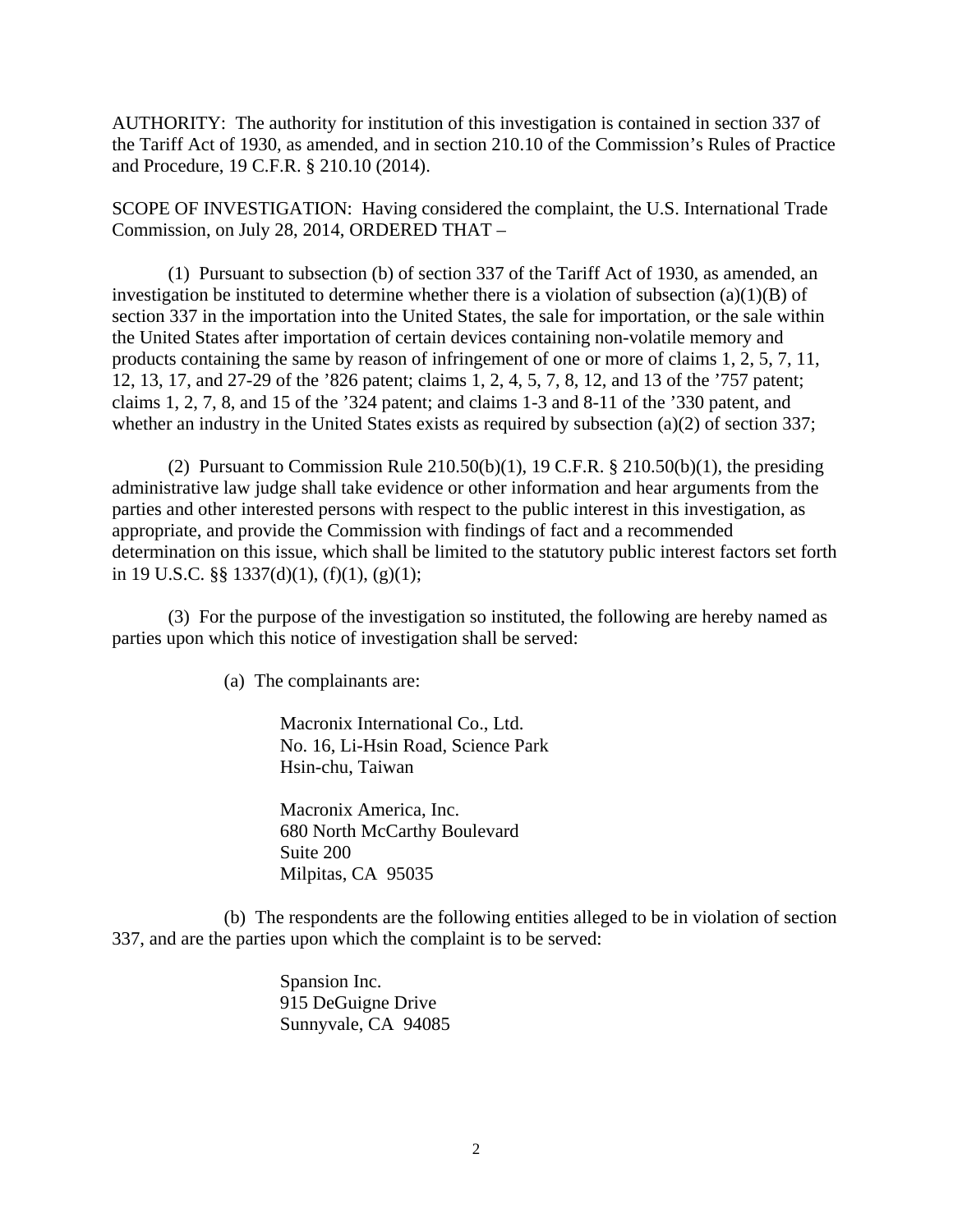AUTHORITY: The authority for institution of this investigation is contained in section 337 of the Tariff Act of 1930, as amended, and in section 210.10 of the Commission's Rules of Practice and Procedure, 19 C.F.R. § 210.10 (2014).

SCOPE OF INVESTIGATION: Having considered the complaint, the U.S. International Trade Commission, on July 28, 2014, ORDERED THAT –

(1) Pursuant to subsection (b) of section 337 of the Tariff Act of 1930, as amended, an investigation be instituted to determine whether there is a violation of subsection (a)(1)(B) of section 337 in the importation into the United States, the sale for importation, or the sale within the United States after importation of certain devices containing non-volatile memory and products containing the same by reason of infringement of one or more of claims 1, 2, 5, 7, 11, 12, 13, 17, and 27-29 of the '826 patent; claims 1, 2, 4, 5, 7, 8, 12, and 13 of the '757 patent; claims 1, 2, 7, 8, and 15 of the '324 patent; and claims 1-3 and 8-11 of the '330 patent, and whether an industry in the United States exists as required by subsection (a)(2) of section 337;

(2) Pursuant to Commission Rule 210.50(b)(1), 19 C.F.R. § 210.50(b)(1), the presiding administrative law judge shall take evidence or other information and hear arguments from the parties and other interested persons with respect to the public interest in this investigation, as appropriate, and provide the Commission with findings of fact and a recommended determination on this issue, which shall be limited to the statutory public interest factors set forth in 19 U.S.C. §§ 1337(d)(1), (f)(1), (g)(1);

(3) For the purpose of the investigation so instituted, the following are hereby named as parties upon which this notice of investigation shall be served:

(a) The complainants are:

Macronix International Co., Ltd.
No. 16, Li-Hsin Road, Science Park
Hsin-chu, Taiwan

Macronix America, Inc.
680 North McCarthy Boulevard
Suite 200
Milpitas, CA 95035

(b) The respondents are the following entities alleged to be in violation of section 337, and are the parties upon which the complaint is to be served:

Spansion Inc.
915 DeGuigne Drive
Sunnyvale, CA 94085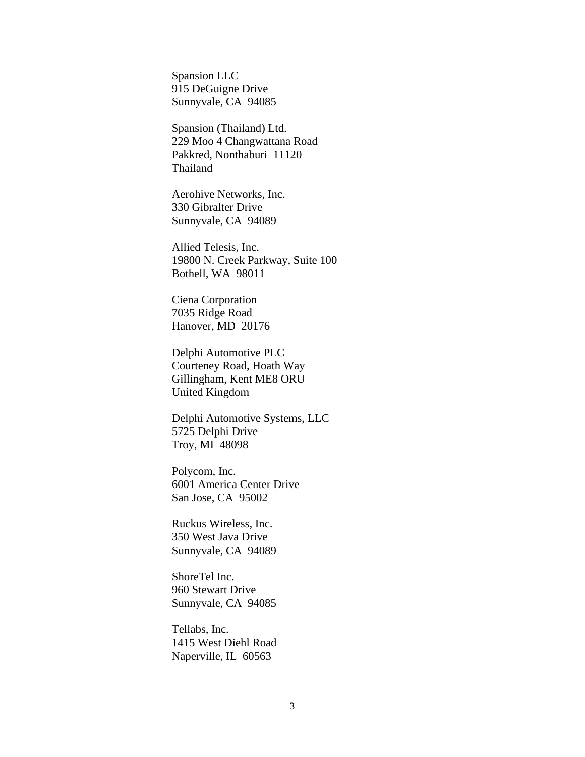Spansion LLC
915 DeGuigne Drive
Sunnyvale, CA  94085

Spansion (Thailand) Ltd.
229 Moo 4 Changwattana Road
Pakkred, Nonthaburi  11120
Thailand

Aerohive Networks, Inc.
330 Gibralter Drive
Sunnyvale, CA  94089

Allied Telesis, Inc.
19800 N. Creek Parkway, Suite 100
Bothell, WA  98011

Ciena Corporation
7035 Ridge Road
Hanover, MD  20176

Delphi Automotive PLC
Courteney Road, Hoath Way
Gillingham, Kent ME8 ORU
United Kingdom

Delphi Automotive Systems, LLC
5725 Delphi Drive
Troy, MI  48098

Polycom, Inc.
6001 America Center Drive
San Jose, CA  95002

Ruckus Wireless, Inc.
350 West Java Drive
Sunnyvale, CA  94089

ShoreTel Inc.
960 Stewart Drive
Sunnyvale, CA  94085

Tellabs, Inc.
1415 West Diehl Road
Naperville, IL  60563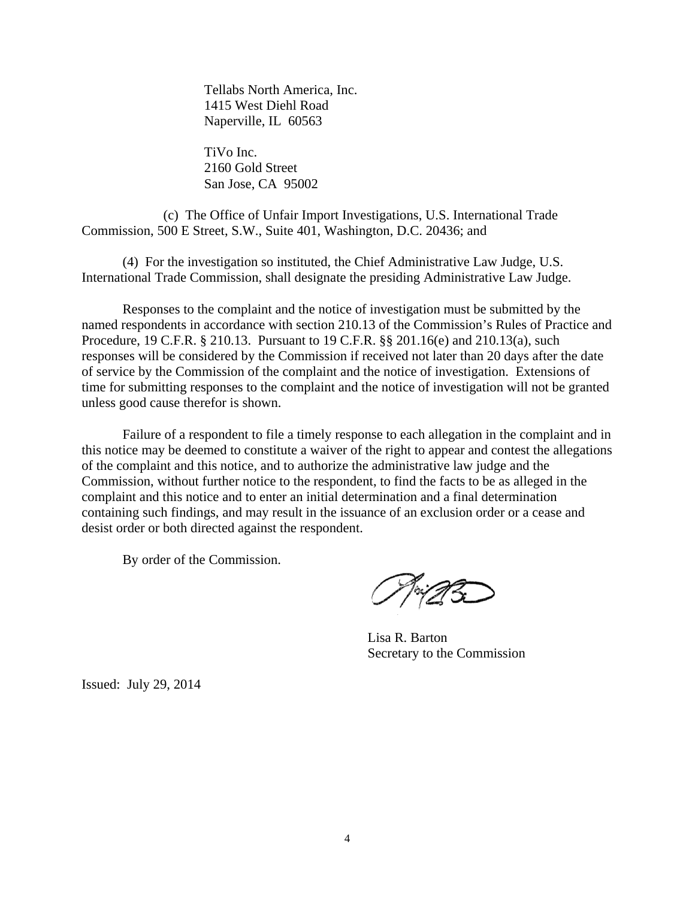Tellabs North America, Inc.
1415 West Diehl Road
Naperville, IL 60563

TiVo Inc.
2160 Gold Street
San Jose, CA 95002

(c) The Office of Unfair Import Investigations, U.S. International Trade Commission, 500 E Street, S.W., Suite 401, Washington, D.C. 20436; and

(4) For the investigation so instituted, the Chief Administrative Law Judge, U.S. International Trade Commission, shall designate the presiding Administrative Law Judge.

Responses to the complaint and the notice of investigation must be submitted by the named respondents in accordance with section 210.13 of the Commission's Rules of Practice and Procedure, 19 C.F.R. § 210.13. Pursuant to 19 C.F.R. §§ 201.16(e) and 210.13(a), such responses will be considered by the Commission if received not later than 20 days after the date of service by the Commission of the complaint and the notice of investigation. Extensions of time for submitting responses to the complaint and the notice of investigation will not be granted unless good cause therefor is shown.

Failure of a respondent to file a timely response to each allegation in the complaint and in this notice may be deemed to constitute a waiver of the right to appear and contest the allegations of the complaint and this notice, and to authorize the administrative law judge and the Commission, without further notice to the respondent, to find the facts to be as alleged in the complaint and this notice and to enter an initial determination and a final determination containing such findings, and may result in the issuance of an exclusion order or a cease and desist order or both directed against the respondent.

By order of the Commission.

Lisa R. Barton
Secretary to the Commission

Issued: July 29, 2014